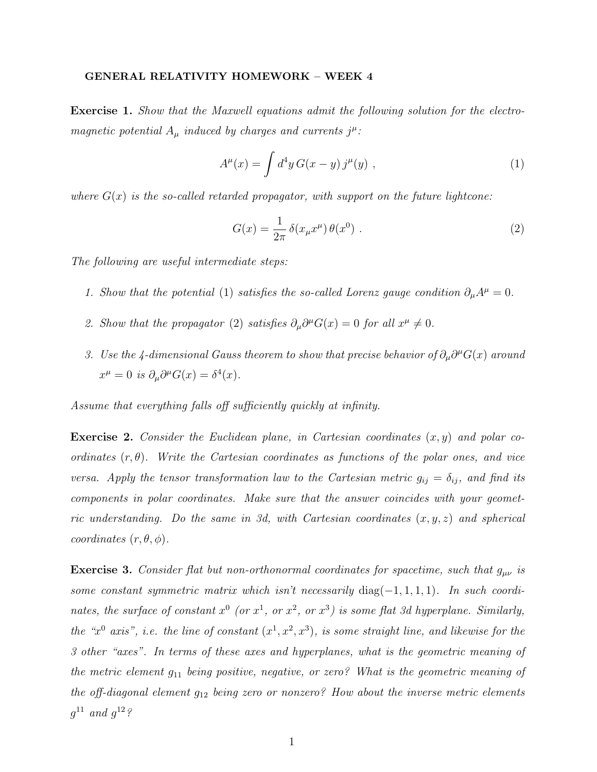**GENERAL RELATIVITY HOMEWORK – WEEK 4**

**Exercise 1.** *Show that the Maxwell equations admit the following solution for the electromagnetic potential $A_\mu$ induced by charges and currents $j^\mu$:*

$$A^\mu(x) = \int d^4y \, G(x-y) \, j^\mu(y) \ , \tag{1}$$

*where $G(x)$ is the so-called retarded propagator, with support on the future lightcone:*

$$G(x) = \frac{1}{2\pi} \, \delta(x_\mu x^\mu) \, \theta(x^0) \ . \tag{2}$$

*The following are useful intermediate steps:*

1. *Show that the potential (1) satisfies the so-called Lorenz gauge condition $\partial_\mu A^\mu = 0$.*
2. *Show that the propagator (2) satisfies $\partial_\mu \partial^\mu G(x) = 0$ for all $x^\mu \neq 0$.*
3. *Use the 4-dimensional Gauss theorem to show that precise behavior of $\partial_\mu \partial^\mu G(x)$ around $x^\mu = 0$ is $\partial_\mu \partial^\mu G(x) = \delta^4(x)$.*

*Assume that everything falls off sufficiently quickly at infinity.*

**Exercise 2.** *Consider the Euclidean plane, in Cartesian coordinates $(x, y)$ and polar coordinates $(r, \theta)$. Write the Cartesian coordinates as functions of the polar ones, and vice versa. Apply the tensor transformation law to the Cartesian metric $g_{ij} = \delta_{ij}$, and find its components in polar coordinates. Make sure that the answer coincides with your geometric understanding. Do the same in 3d, with Cartesian coordinates $(x, y, z)$ and spherical coordinates $(r, \theta, \phi)$.*

**Exercise 3.** *Consider flat but non-orthonormal coordinates for spacetime, such that $g_{\mu\nu}$ is some constant symmetric matrix which isn't necessarily* $\mathrm{diag}(-1, 1, 1, 1)$*. In such coordinates, the surface of constant $x^0$ (or $x^1$, or $x^2$, or $x^3$) is some flat 3d hyperplane. Similarly, the "$x^0$ axis", i.e. the line of constant $(x^1, x^2, x^3)$, is some straight line, and likewise for the 3 other "axes". In terms of these axes and hyperplanes, what is the geometric meaning of the metric element $g_{11}$ being positive, negative, or zero? What is the geometric meaning of the off-diagonal element $g_{12}$ being zero or nonzero? How about the inverse metric elements $g^{11}$ and $g^{12}$?*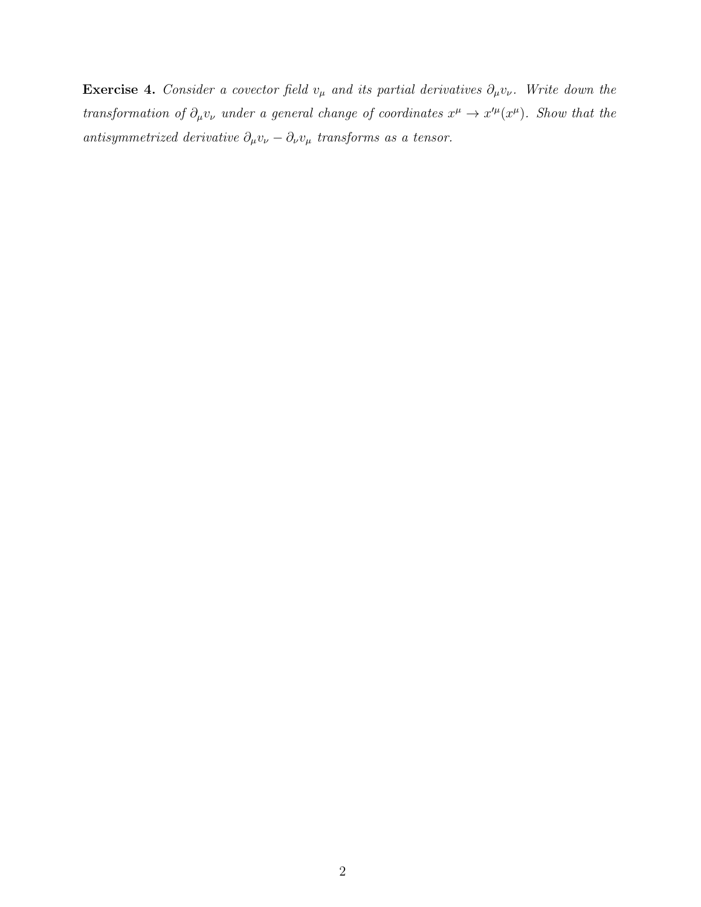**Exercise 4.** *Consider a covector field $v_\mu$ and its partial derivatives $\partial_\mu v_\nu$. Write down the transformation of $\partial_\mu v_\nu$ under a general change of coordinates $x^\mu \to x'^\mu(x^\mu)$. Show that the antisymmetrized derivative $\partial_\mu v_\nu - \partial_\nu v_\mu$ transforms as a tensor.*